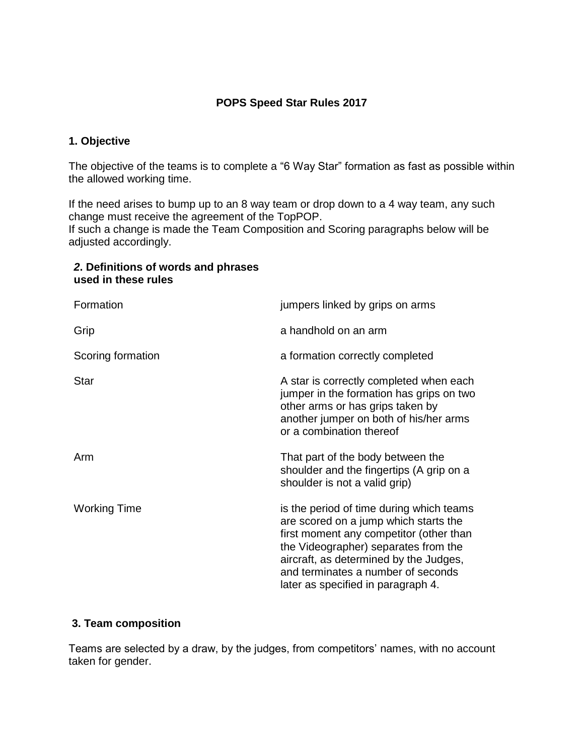# POPS Speed Star Rules 2017

## 1. Objective

The objective of the teams is to complete a "6 Way Star" formation as fast as possible within the allowed working time.

If the need arises to bump up to an 8 way team or drop down to a 4 way team, any such change must receive the agreement of the TopPOP.
If such a change is made the Team Composition and Scoring paragraphs below will be adjusted accordingly.

## *2*. Definitions of words and phrases used in these rules

| Term | Definition |
|---|---|
| Formation | jumpers linked by grips on arms |
| Grip | a handhold on an arm |
| Scoring formation | a formation correctly completed |
| Star | A star is correctly completed when each jumper in the formation has grips on two other arms or has grips taken by another jumper on both of his/her arms or a combination thereof |
| Arm | That part of the body between the shoulder and the fingertips (A grip on a shoulder is not a valid grip) |
| Working Time | is the period of time during which teams are scored on a jump which starts the first moment any competitor (other than the Videographer) separates from the aircraft, as determined by the Judges, and terminates a number of seconds later as specified in paragraph 4. |

## 3. Team composition

Teams are selected by a draw, by the judges, from competitors' names, with no account taken for gender.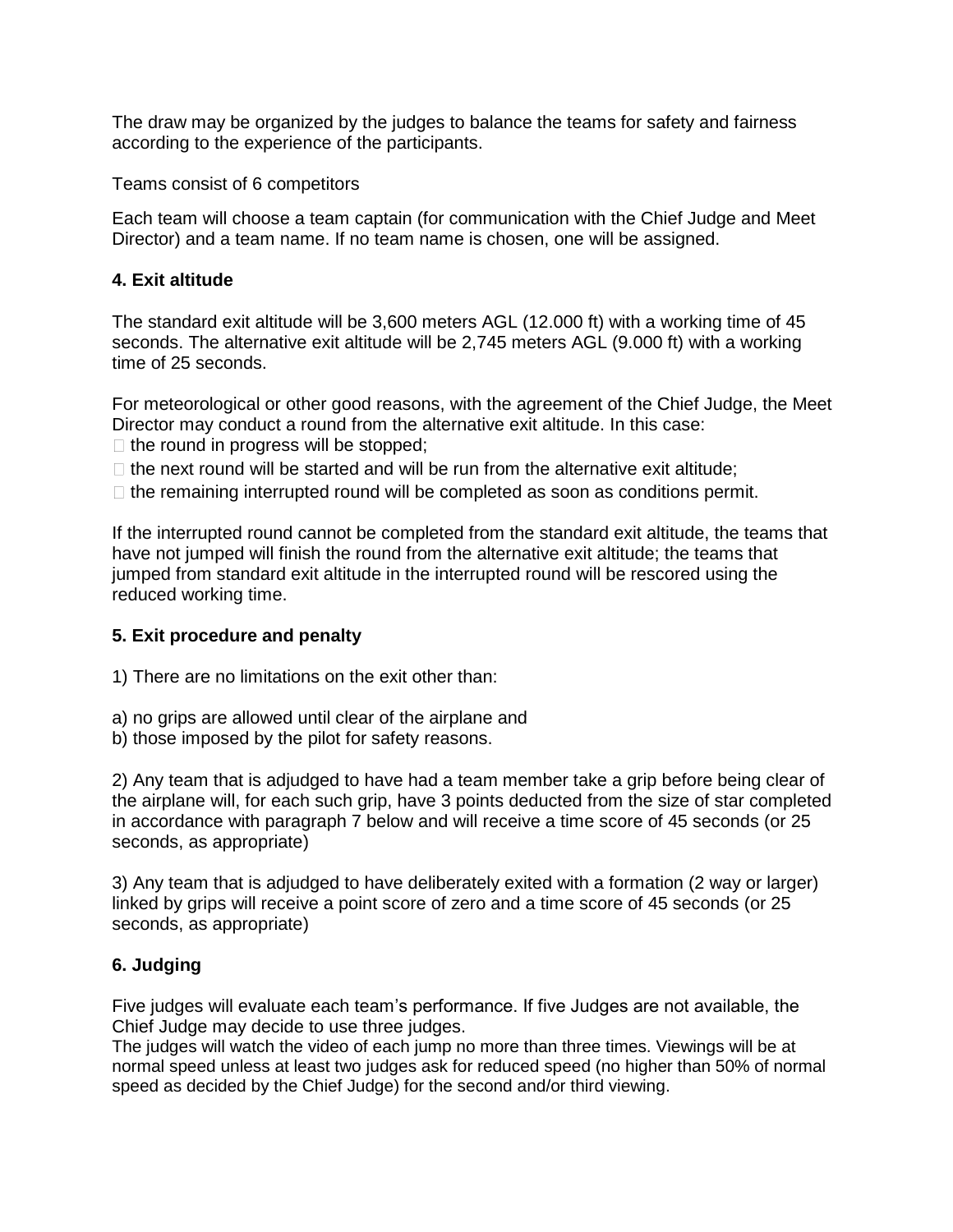The draw may be organized by the judges to balance the teams for safety and fairness according to the experience of the participants.

Teams consist of 6 competitors

Each team will choose a team captain (for communication with the Chief Judge and Meet Director) and a team name. If no team name is chosen, one will be assigned.

**4. Exit altitude**

The standard exit altitude will be 3,600 meters AGL (12.000 ft) with a working time of 45 seconds. The alternative exit altitude will be 2,745 meters AGL (9.000 ft) with a working time of 25 seconds.

For meteorological or other good reasons, with the agreement of the Chief Judge, the Meet Director may conduct a round from the alternative exit altitude. In this case:

- the round in progress will be stopped;
- the next round will be started and will be run from the alternative exit altitude;
- the remaining interrupted round will be completed as soon as conditions permit.

If the interrupted round cannot be completed from the standard exit altitude, the teams that have not jumped will finish the round from the alternative exit altitude; the teams that jumped from standard exit altitude in the interrupted round will be rescored using the reduced working time.

**5. Exit procedure and penalty**

1) There are no limitations on the exit other than:

a) no grips are allowed until clear of the airplane and
b) those imposed by the pilot for safety reasons.

2) Any team that is adjudged to have had a team member take a grip before being clear of the airplane will, for each such grip, have 3 points deducted from the size of star completed in accordance with paragraph 7 below and will receive a time score of 45 seconds (or 25 seconds, as appropriate)

3) Any team that is adjudged to have deliberately exited with a formation (2 way or larger) linked by grips will receive a point score of zero and a time score of 45 seconds (or 25 seconds, as appropriate)

**6. Judging**

Five judges will evaluate each team's performance. If five Judges are not available, the Chief Judge may decide to use three judges.
The judges will watch the video of each jump no more than three times. Viewings will be at normal speed unless at least two judges ask for reduced speed (no higher than 50% of normal speed as decided by the Chief Judge) for the second and/or third viewing.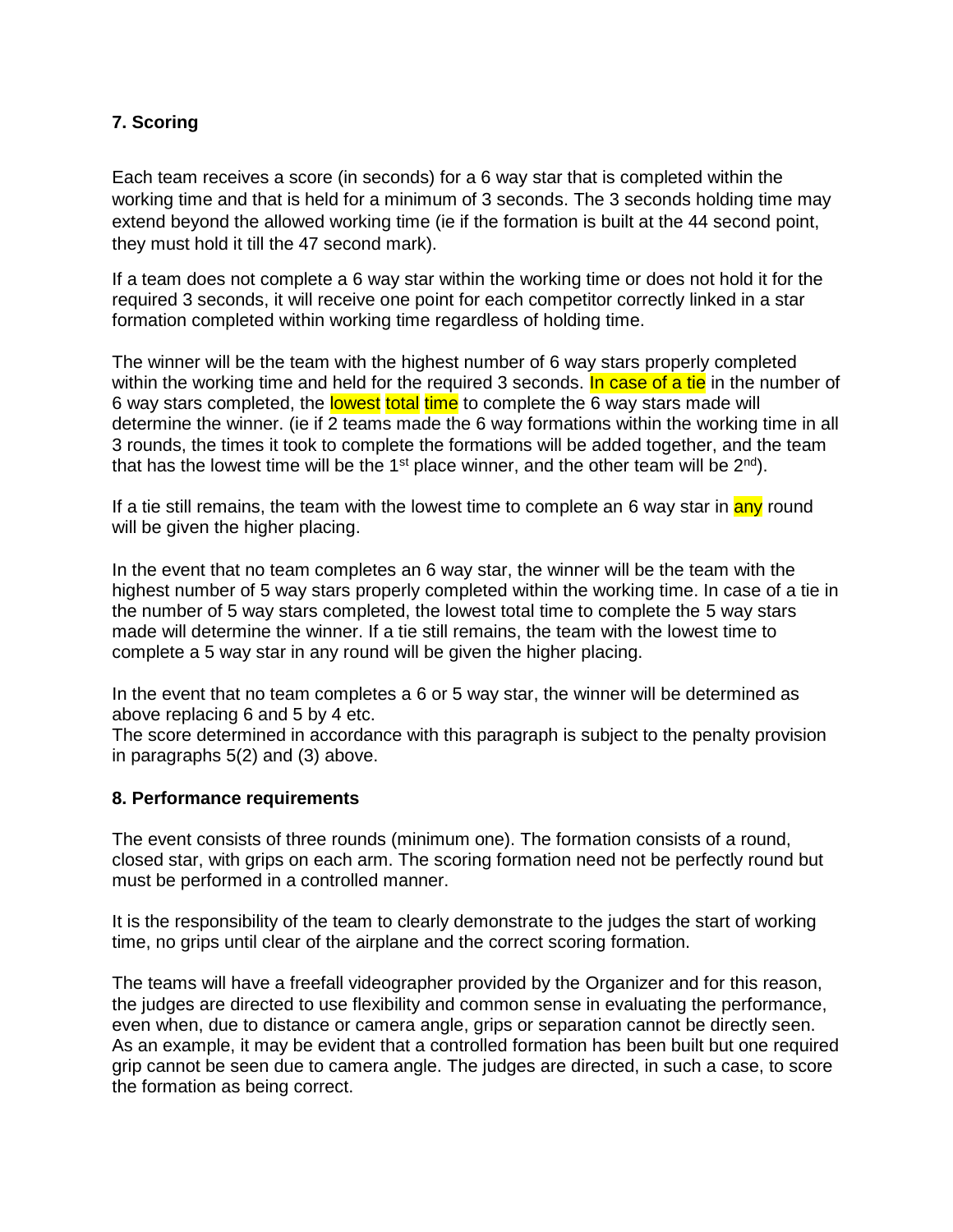### 7. Scoring

Each team receives a score (in seconds) for a 6 way star that is completed within the working time and that is held for a minimum of 3 seconds. The 3 seconds holding time may extend beyond the allowed working time (ie if the formation is built at the 44 second point, they must hold it till the 47 second mark).

If a team does not complete a 6 way star within the working time or does not hold it for the required 3 seconds, it will receive one point for each competitor correctly linked in a star formation completed within working time regardless of holding time.

The winner will be the team with the highest number of 6 way stars properly completed within the working time and held for the required 3 seconds. In case of a tie in the number of 6 way stars completed, the lowest total time to complete the 6 way stars made will determine the winner. (ie if 2 teams made the 6 way formations within the working time in all 3 rounds, the times it took to complete the formations will be added together, and the team that has the lowest time will be the 1st place winner, and the other team will be 2nd).

If a tie still remains, the team with the lowest time to complete an 6 way star in any round will be given the higher placing.

In the event that no team completes an 6 way star, the winner will be the team with the highest number of 5 way stars properly completed within the working time. In case of a tie in the number of 5 way stars completed, the lowest total time to complete the 5 way stars made will determine the winner. If a tie still remains, the team with the lowest time to complete a 5 way star in any round will be given the higher placing.

In the event that no team completes a 6 or 5 way star, the winner will be determined as above replacing 6 and 5 by 4 etc.
The score determined in accordance with this paragraph is subject to the penalty provision in paragraphs 5(2) and (3) above.

### 8. Performance requirements

The event consists of three rounds (minimum one). The formation consists of a round, closed star, with grips on each arm. The scoring formation need not be perfectly round but must be performed in a controlled manner.

It is the responsibility of the team to clearly demonstrate to the judges the start of working time, no grips until clear of the airplane and the correct scoring formation.

The teams will have a freefall videographer provided by the Organizer and for this reason, the judges are directed to use flexibility and common sense in evaluating the performance, even when, due to distance or camera angle, grips or separation cannot be directly seen. As an example, it may be evident that a controlled formation has been built but one required grip cannot be seen due to camera angle. The judges are directed, in such a case, to score the formation as being correct.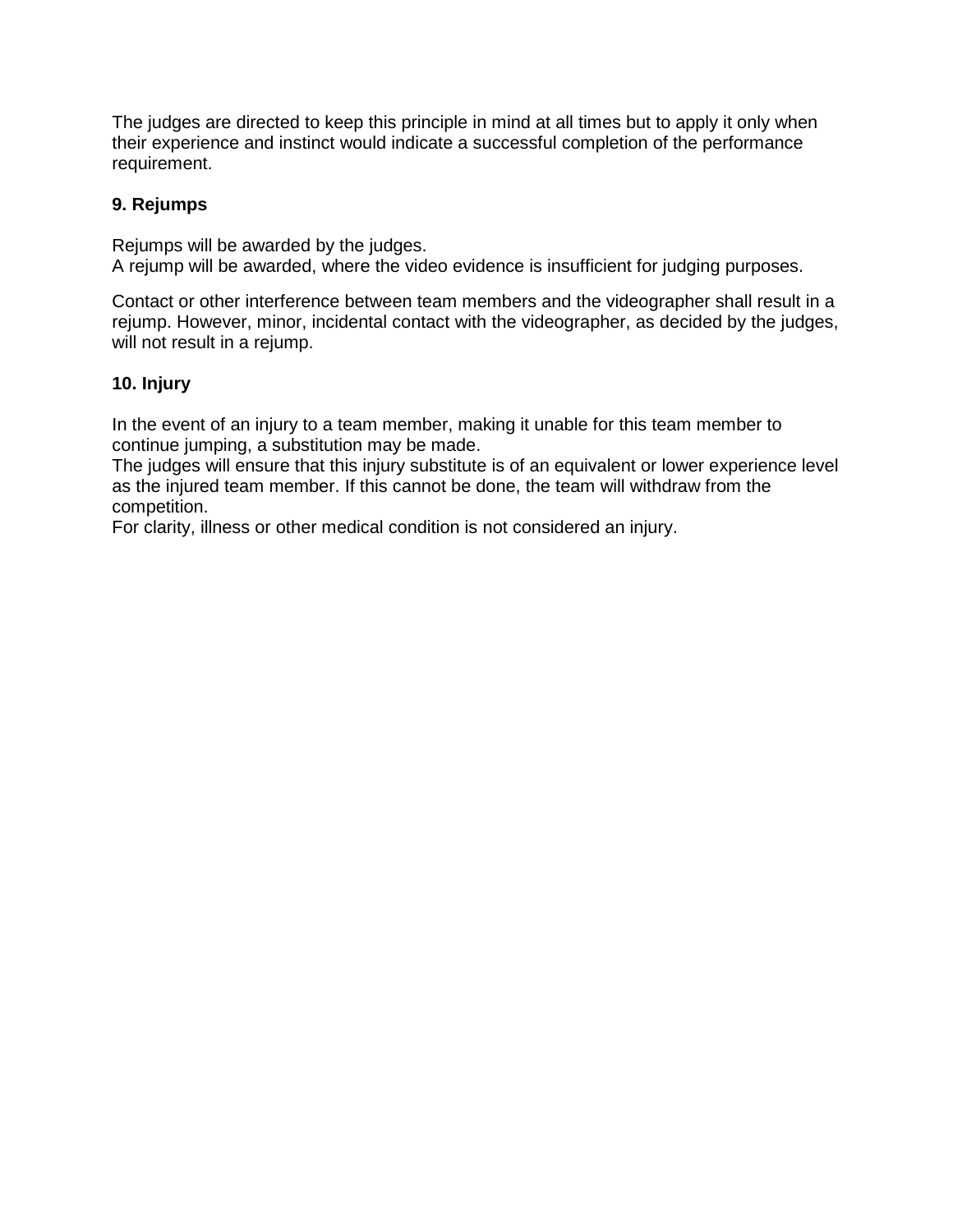The judges are directed to keep this principle in mind at all times but to apply it only when their experience and instinct would indicate a successful completion of the performance requirement.

**9. Rejumps**

Rejumps will be awarded by the judges.
A rejump will be awarded, where the video evidence is insufficient for judging purposes.

Contact or other interference between team members and the videographer shall result in a rejump. However, minor, incidental contact with the videographer, as decided by the judges, will not result in a rejump.

**10. Injury**

In the event of an injury to a team member, making it unable for this team member to continue jumping, a substitution may be made.
The judges will ensure that this injury substitute is of an equivalent or lower experience level as the injured team member. If this cannot be done, the team will withdraw from the competition.
For clarity, illness or other medical condition is not considered an injury.